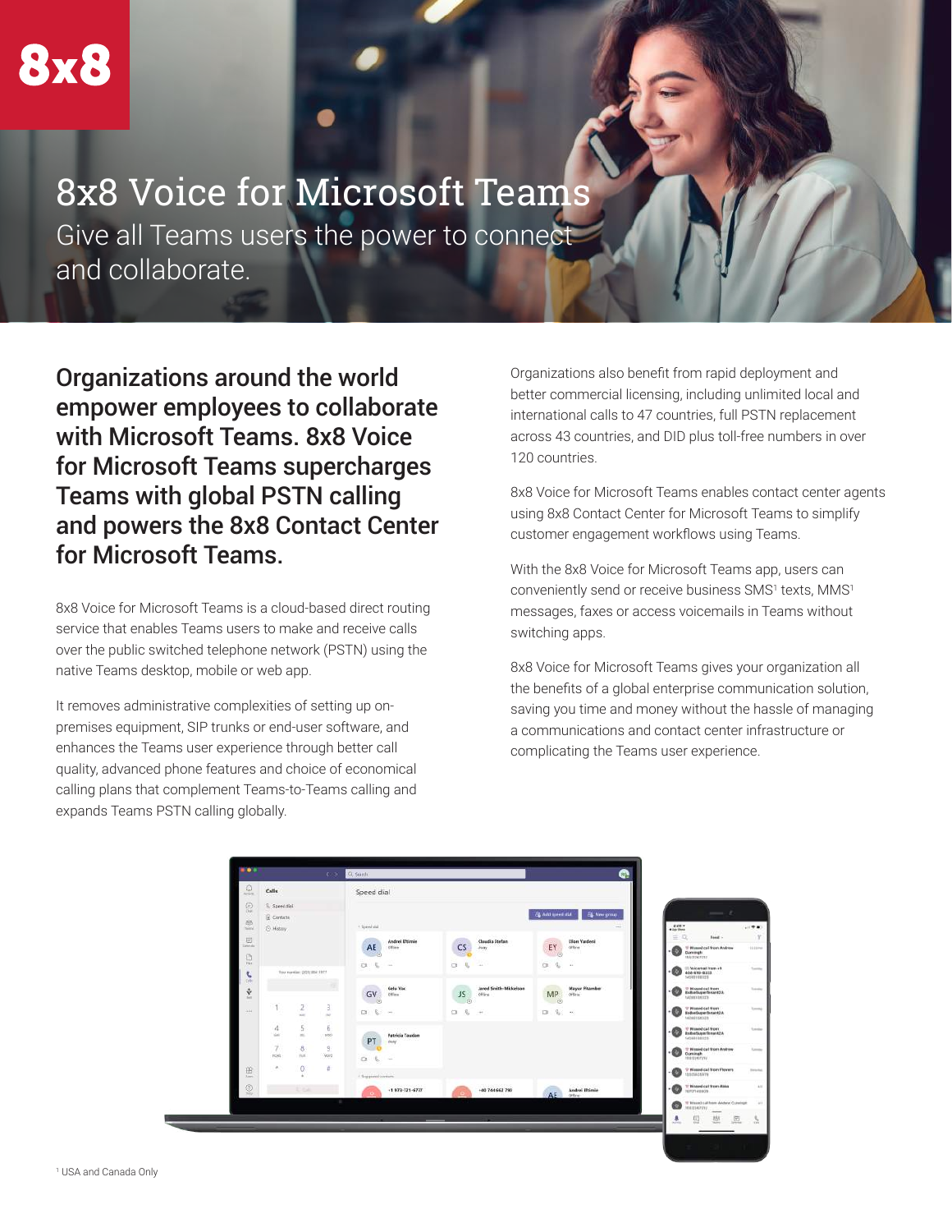# 8x8 Voice for Microsoft Teams

Give all Teams users the power to connect and collaborate.

## Organizations around the world empower employees to collaborate with Microsoft Teams. 8x8 Voice for Microsoft Teams supercharges Teams with global PSTN calling and powers the 8x8 Contact Center for Microsoft Teams.

8x8 Voice for Microsoft Teams is a cloud-based direct routing service that enables Teams users to make and receive calls over the public switched telephone network (PSTN) using the native Teams desktop, mobile or web app.

It removes administrative complexities of setting up on-premises equipment, SIP trunks or end-user software, and enhances the Teams user experience through better call quality, advanced phone features and choice of economical calling plans that complement Teams-to-Teams calling and expands Teams PSTN calling globally.

Organizations also benefit from rapid deployment and better commercial licensing, including unlimited local and international calls to 47 countries, full PSTN replacement across 43 countries, and DID plus toll-free numbers in over 120 countries.

8x8 Voice for Microsoft Teams enables contact center agents using 8x8 Contact Center for Microsoft Teams to simplify customer engagement workflows using Teams.

With the 8x8 Voice for Microsoft Teams app, users can conveniently send or receive business SMS[1] texts, MMS[1] messages, faxes or access voicemails in Teams without switching apps.

8x8 Voice for Microsoft Teams gives your organization all the benefits of a global enterprise communication solution, saving you time and money without the hassle of managing a communications and contact center infrastructure or complicating the Teams user experience.

[1] USA and Canada Only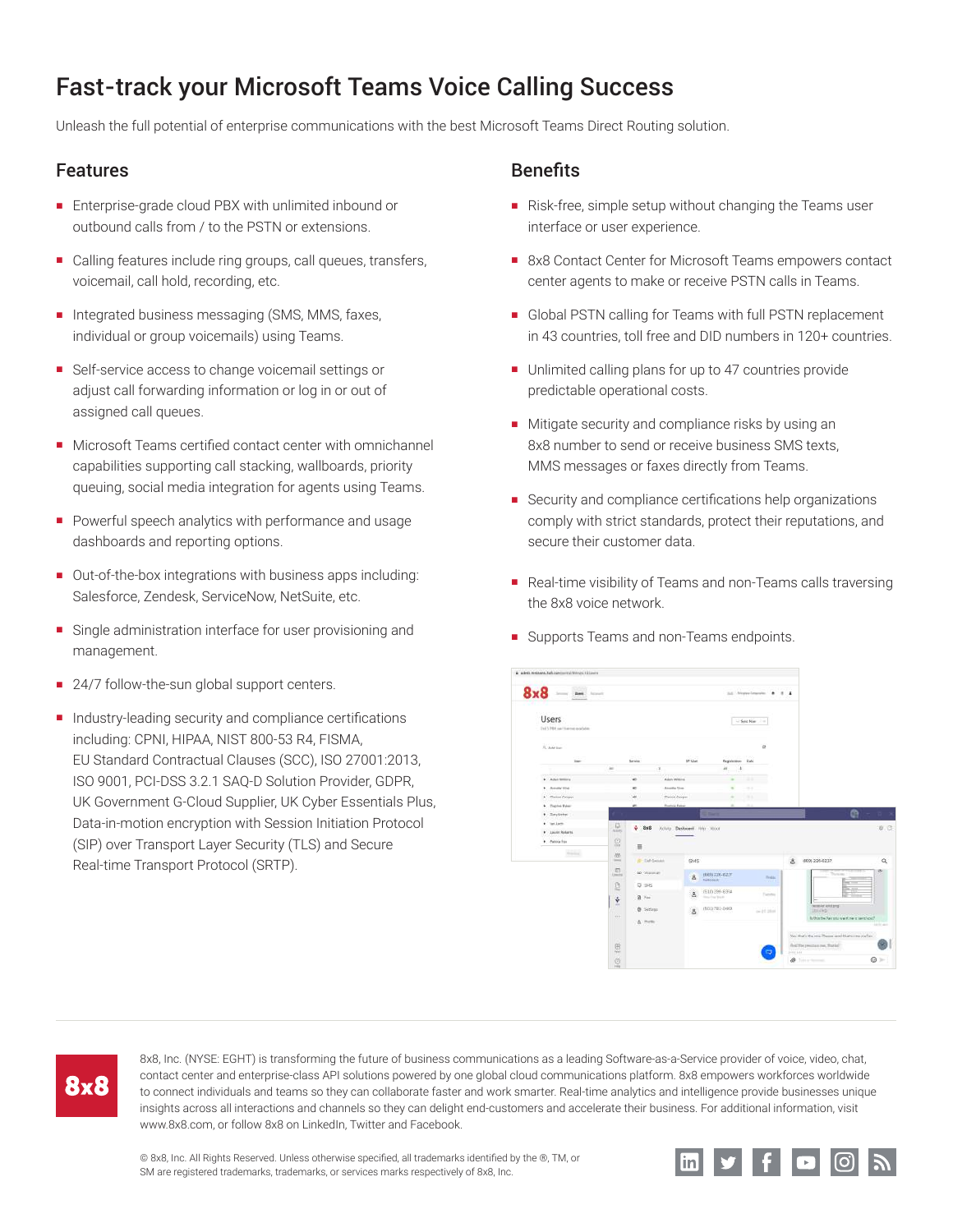# Fast-track your Microsoft Teams Voice Calling Success

Unleash the full potential of enterprise communications with the best Microsoft Teams Direct Routing solution.

## Features

- Enterprise-grade cloud PBX with unlimited inbound or outbound calls from / to the PSTN or extensions.
- Calling features include ring groups, call queues, transfers, voicemail, call hold, recording, etc.
- Integrated business messaging (SMS, MMS, faxes, individual or group voicemails) using Teams.
- Self-service access to change voicemail settings or adjust call forwarding information or log in or out of assigned call queues.
- Microsoft Teams certified contact center with omnichannel capabilities supporting call stacking, wallboards, priority queuing, social media integration for agents using Teams.
- Powerful speech analytics with performance and usage dashboards and reporting options.
- Out-of-the-box integrations with business apps including: Salesforce, Zendesk, ServiceNow, NetSuite, etc.
- Single administration interface for user provisioning and management.
- 24/7 follow-the-sun global support centers.
- Industry-leading security and compliance certifications including: CPNI, HIPAA, NIST 800-53 R4, FISMA, EU Standard Contractual Clauses (SCC), ISO 27001:2013, ISO 9001, PCI-DSS 3.2.1 SAQ-D Solution Provider, GDPR, UK Government G-Cloud Supplier, UK Cyber Essentials Plus, Data-in-motion encryption with Session Initiation Protocol (SIP) over Transport Layer Security (TLS) and Secure Real-time Transport Protocol (SRTP).

## Benefits

- Risk-free, simple setup without changing the Teams user interface or user experience.
- 8x8 Contact Center for Microsoft Teams empowers contact center agents to make or receive PSTN calls in Teams.
- Global PSTN calling for Teams with full PSTN replacement in 43 countries, toll free and DID numbers in 120+ countries.
- Unlimited calling plans for up to 47 countries provide predictable operational costs.
- Mitigate security and compliance risks by using an 8x8 number to send or receive business SMS texts, MMS messages or faxes directly from Teams.
- Security and compliance certifications help organizations comply with strict standards, protect their reputations, and secure their customer data.
- Real-time visibility of Teams and non-Teams calls traversing the 8x8 voice network.
- Supports Teams and non-Teams endpoints.

8x8, Inc. (NYSE: EGHT) is transforming the future of business communications as a leading Software-as-a-Service provider of voice, video, chat, contact center and enterprise-class API solutions powered by one global cloud communications platform. 8x8 empowers workforces worldwide to connect individuals and teams so they can collaborate faster and work smarter. Real-time analytics and intelligence provide businesses unique insights across all interactions and channels so they can delight end-customers and accelerate their business. For additional information, visit www.8x8.com, or follow 8x8 on LinkedIn, Twitter and Facebook.

© 8x8, Inc. All Rights Reserved. Unless otherwise specified, all trademarks identified by the ®, TM, or SM are registered trademarks, trademarks, or services marks respectively of 8x8, Inc.